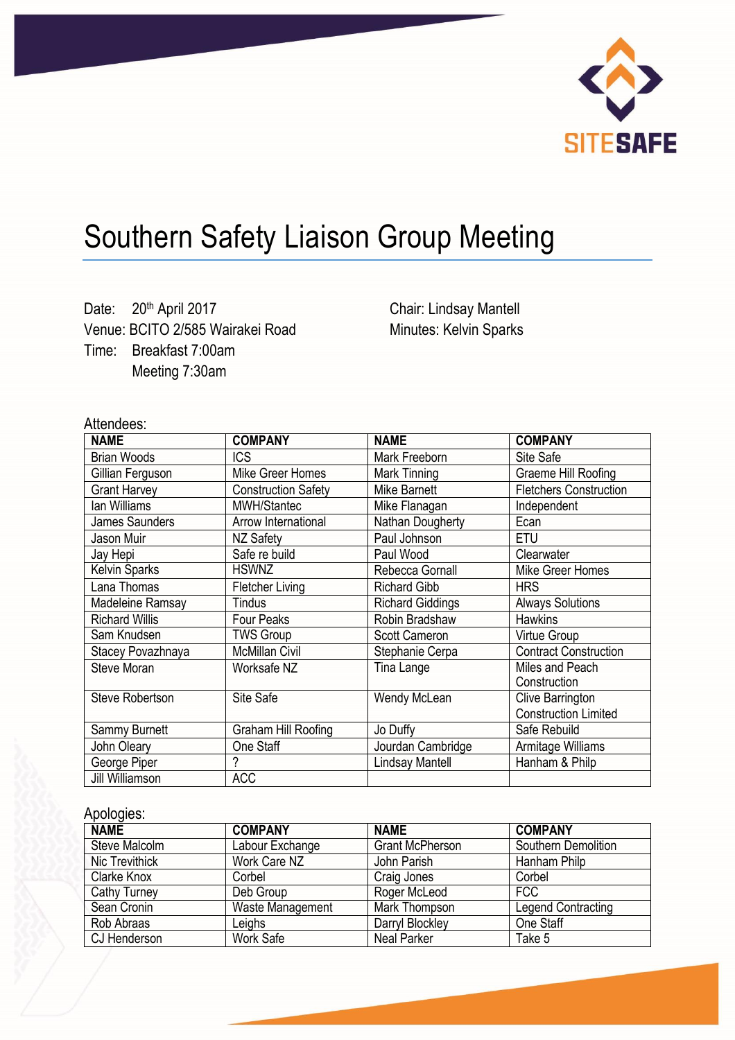SITESAFE

# Southern Safety Liaison Group Meeting

Date: 20th April 2017
Venue: BCITO 2/585 Wairakei Road
Time: Breakfast 7:00am
Meeting 7:30am

Chair: Lindsay Mantell
Minutes: Kelvin Sparks

Attendees:

| NAME | COMPANY | NAME | COMPANY |
|---|---|---|---|
| Brian Woods | ICS | Mark Freeborn | Site Safe |
| Gillian Ferguson | Mike Greer Homes | Mark Tinning | Graeme Hill Roofing |
| Grant Harvey | Construction Safety | Mike Barnett | Fletchers Construction |
| Ian Williams | MWH/Stantec | Mike Flanagan | Independent |
| James Saunders | Arrow International | Nathan Dougherty | Ecan |
| Jason Muir | NZ Safety | Paul Johnson | ETU |
| Jay Hepi | Safe re build | Paul Wood | Clearwater |
| Kelvin Sparks | HSWNZ | Rebecca Gornall | Mike Greer Homes |
| Lana Thomas | Fletcher Living | Richard Gibb | HRS |
| Madeleine Ramsay | Tindus | Richard Giddings | Always Solutions |
| Richard Willis | Four Peaks | Robin Bradshaw | Hawkins |
| Sam Knudsen | TWS Group | Scott Cameron | Virtue Group |
| Stacey Povazhnaya | McMillan Civil | Stephanie Cerpa | Contract Construction |
| Steve Moran | Worksafe NZ | Tina Lange | Miles and Peach Construction |
| Steve Robertson | Site Safe | Wendy McLean | Clive Barrington Construction Limited |
| Sammy Burnett | Graham Hill Roofing | Jo Duffy | Safe Rebuild |
| John Oleary | One Staff | Jourdan Cambridge | Armitage Williams |
| George Piper | ? | Lindsay Mantell | Hanham & Philp |
| Jill Williamson | ACC | | |

Apologies:

| NAME | COMPANY | NAME | COMPANY |
|---|---|---|---|
| Steve Malcolm | Labour Exchange | Grant McPherson | Southern Demolition |
| Nic Trevithick | Work Care NZ | John Parish | Hanham Philp |
| Clarke Knox | Corbel | Craig Jones | Corbel |
| Cathy Turney | Deb Group | Roger McLeod | FCC |
| Sean Cronin | Waste Management | Mark Thompson | Legend Contracting |
| Rob Abraas | Leighs | Darryl Blockley | One Staff |
| CJ Henderson | Work Safe | Neal Parker | Take 5 |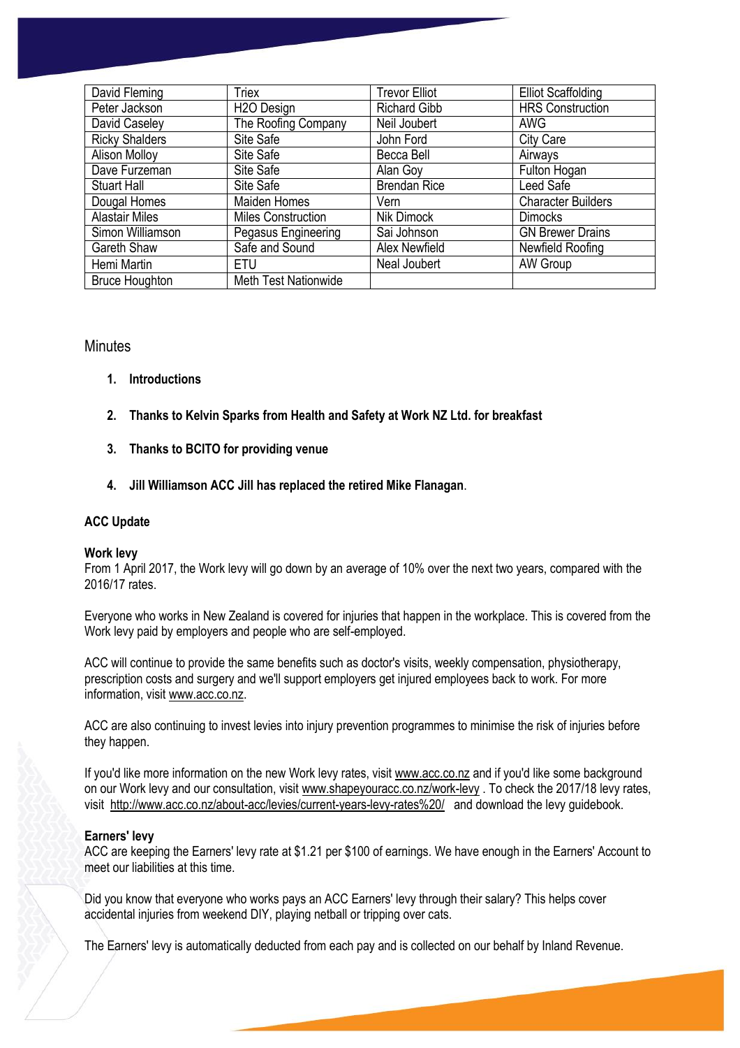| David Fleming | Triex | Trevor Elliot | Elliot Scaffolding |
|---|---|---|---|
| Peter Jackson | $H_2O$ Design | Richard Gibb | HRS Construction |
| David Caseley | The Roofing Company | Neil Joubert | AWG |
| Ricky Shalders | Site Safe | John Ford | City Care |
| Alison Molloy | Site Safe | Becca Bell | Airways |
| Dave Furzeman | Site Safe | Alan Goy | Fulton Hogan |
| Stuart Hall | Site Safe | Brendan Rice | Leed Safe |
| Dougal Homes | Maiden Homes | Vern | Character Builders |
| Alastair Miles | Miles Construction | Nik Dimock | Dimocks |
| Simon Williamson | Pegasus Engineering | Sai Johnson | GN Brewer Drains |
| Gareth Shaw | Safe and Sound | Alex Newfield | Newfield Roofing |
| Hemi Martin | ETU | Neal Joubert | AW Group |
| Bruce Houghton | Meth Test Nationwide | | |

## Minutes

1. **Introductions**
2. **Thanks to Kelvin Sparks from Health and Safety at Work NZ Ltd. for breakfast**
3. **Thanks to BCITO for providing venue**
4. **Jill Williamson ACC Jill has replaced the retired Mike Flanagan**.

### ACC Update

**Work levy**
From 1 April 2017, the Work levy will go down by an average of 10% over the next two years, compared with the 2016/17 rates.

Everyone who works in New Zealand is covered for injuries that happen in the workplace. This is covered from the Work levy paid by employers and people who are self-employed.

ACC will continue to provide the same benefits such as doctor's visits, weekly compensation, physiotherapy, prescription costs and surgery and we'll support employers get injured employees back to work. For more information, visit www.acc.co.nz.

ACC are also continuing to invest levies into injury prevention programmes to minimise the risk of injuries before they happen.

If you'd like more information on the new Work levy rates, visit www.acc.co.nz and if you'd like some background on our Work levy and our consultation, visit www.shapeyouracc.co.nz/work-levy . To check the 2017/18 levy rates, visit http://www.acc.co.nz/about-acc/levies/current-years-levy-rates%20/ and download the levy guidebook.

**Earners' levy**
ACC are keeping the Earners' levy rate at $1.21 per $100 of earnings. We have enough in the Earners' Account to meet our liabilities at this time.

Did you know that everyone who works pays an ACC Earners' levy through their salary? This helps cover accidental injuries from weekend DIY, playing netball or tripping over cats.

The Earners' levy is automatically deducted from each pay and is collected on our behalf by Inland Revenue.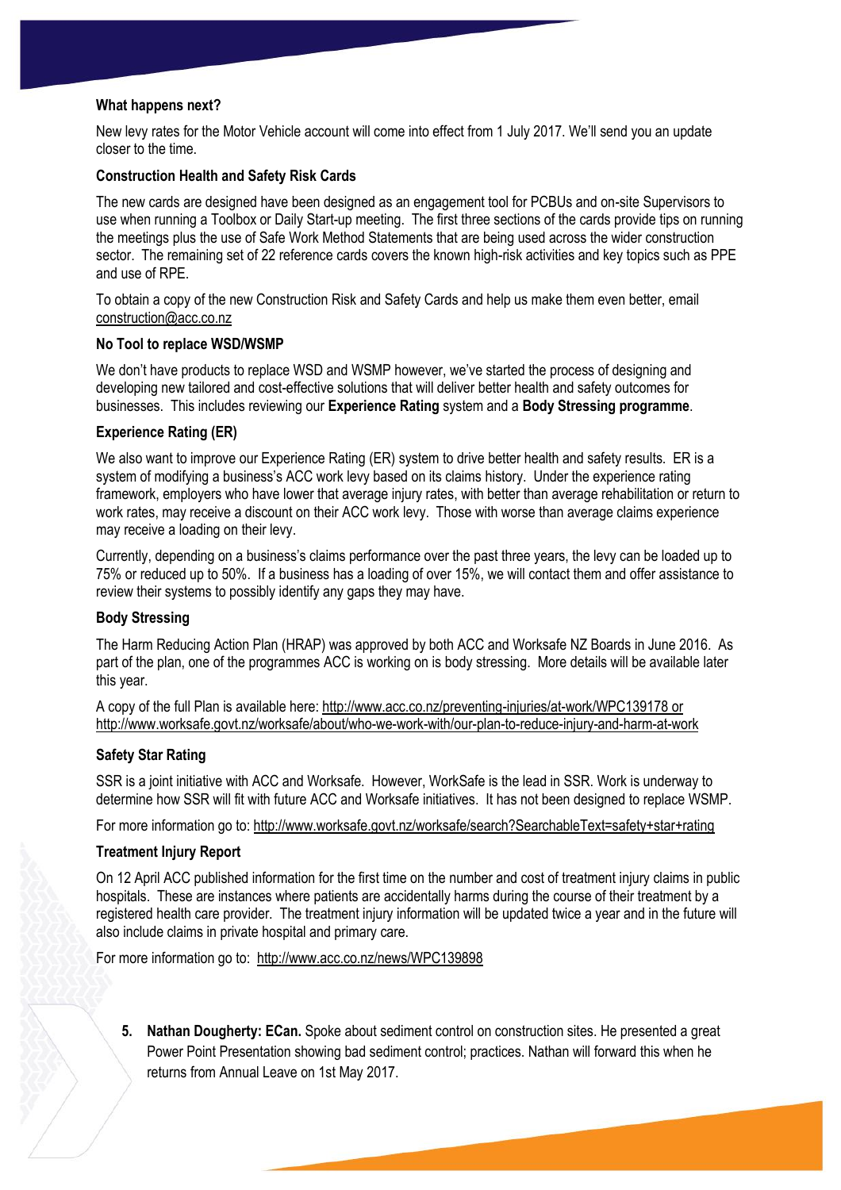**What happens next?**

New levy rates for the Motor Vehicle account will come into effect from 1 July 2017. We'll send you an update closer to the time.

**Construction Health and Safety Risk Cards**

The new cards are designed have been designed as an engagement tool for PCBUs and on-site Supervisors to use when running a Toolbox or Daily Start-up meeting. The first three sections of the cards provide tips on running the meetings plus the use of Safe Work Method Statements that are being used across the wider construction sector. The remaining set of 22 reference cards covers the known high-risk activities and key topics such as PPE and use of RPE.

To obtain a copy of the new Construction Risk and Safety Cards and help us make them even better, email construction@acc.co.nz

**No Tool to replace WSD/WSMP**

We don't have products to replace WSD and WSMP however, we've started the process of designing and developing new tailored and cost-effective solutions that will deliver better health and safety outcomes for businesses. This includes reviewing our **Experience Rating** system and a **Body Stressing programme**.

**Experience Rating (ER)**

We also want to improve our Experience Rating (ER) system to drive better health and safety results. ER is a system of modifying a business's ACC work levy based on its claims history. Under the experience rating framework, employers who have lower that average injury rates, with better than average rehabilitation or return to work rates, may receive a discount on their ACC work levy. Those with worse than average claims experience may receive a loading on their levy.

Currently, depending on a business's claims performance over the past three years, the levy can be loaded up to 75% or reduced up to 50%. If a business has a loading of over 15%, we will contact them and offer assistance to review their systems to possibly identify any gaps they may have.

**Body Stressing**

The Harm Reducing Action Plan (HRAP) was approved by both ACC and Worksafe NZ Boards in June 2016. As part of the plan, one of the programmes ACC is working on is body stressing. More details will be available later this year.

A copy of the full Plan is available here: http://www.acc.co.nz/preventing-injuries/at-work/WPC139178 or http://www.worksafe.govt.nz/worksafe/about/who-we-work-with/our-plan-to-reduce-injury-and-harm-at-work

**Safety Star Rating**

SSR is a joint initiative with ACC and Worksafe. However, WorkSafe is the lead in SSR. Work is underway to determine how SSR will fit with future ACC and Worksafe initiatives. It has not been designed to replace WSMP.

For more information go to: http://www.worksafe.govt.nz/worksafe/search?SearchableText=safety+star+rating

**Treatment Injury Report**

On 12 April ACC published information for the first time on the number and cost of treatment injury claims in public hospitals. These are instances where patients are accidentally harms during the course of their treatment by a registered health care provider. The treatment injury information will be updated twice a year and in the future will also include claims in private hospital and primary care.

For more information go to: http://www.acc.co.nz/news/WPC139898

5. **Nathan Dougherty: ECan.** Spoke about sediment control on construction sites. He presented a great Power Point Presentation showing bad sediment control; practices. Nathan will forward this when he returns from Annual Leave on 1st May 2017.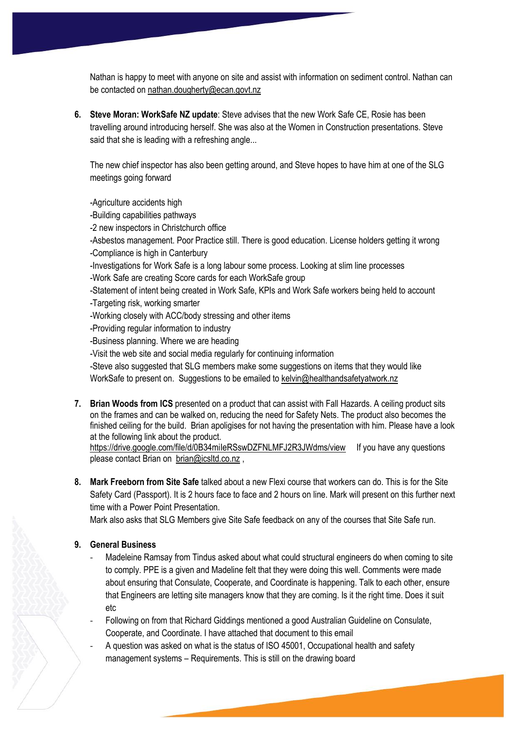Nathan is happy to meet with anyone on site and assist with information on sediment control. Nathan can be contacted on nathan.dougherty@ecan.govt.nz

6. **Steve Moran: WorkSafe NZ update**: Steve advises that the new Work Safe CE, Rosie has been travelling around introducing herself. She was also at the Women in Construction presentations. Steve said that she is leading with a refreshing angle...

   The new chief inspector has also been getting around, and Steve hopes to have him at one of the SLG meetings going forward

   -Agriculture accidents high
   -Building capabilities pathways
   -2 new inspectors in Christchurch office
   -Asbestos management. Poor Practice still. There is good education. License holders getting it wrong
   -Compliance is high in Canterbury
   -Investigations for Work Safe is a long labour some process. Looking at slim line processes
   -Work Safe are creating Score cards for each WorkSafe group
   -Statement of intent being created in Work Safe, KPIs and Work Safe workers being held to account
   -Targeting risk, working smarter
   -Working closely with ACC/body stressing and other items
   -Providing regular information to industry
   -Business planning. Where we are heading
   -Visit the web site and social media regularly for continuing information
   -Steve also suggested that SLG members make some suggestions on items that they would like WorkSafe to present on. Suggestions to be emailed to kelvin@healthandsafetyatwork.nz

7. **Brian Woods from ICS** presented on a product that can assist with Fall Hazards. A ceiling product sits on the frames and can be walked on, reducing the need for Safety Nets. The product also becomes the finished ceiling for the build. Brian apoligises for not having the presentation with him. Please have a look at the following link about the product.
   https://drive.google.com/file/d/0B34miIeRSswDZFNLMFJ2R3JWdms/view If you have any questions please contact Brian on brian@icsltd.co.nz ,

8. **Mark Freeborn from Site Safe** talked about a new Flexi course that workers can do. This is for the Site Safety Card (Passport). It is 2 hours face to face and 2 hours on line. Mark will present on this further next time with a Power Point Presentation.
   Mark also asks that SLG Members give Site Safe feedback on any of the courses that Site Safe run.

9. **General Business**
   - Madeleine Ramsay from Tindus asked about what could structural engineers do when coming to site to comply. PPE is a given and Madeline felt that they were doing this well. Comments were made about ensuring that Consulate, Cooperate, and Coordinate is happening. Talk to each other, ensure that Engineers are letting site managers know that they are coming. Is it the right time. Does it suit etc
   - Following on from that Richard Giddings mentioned a good Australian Guideline on Consulate, Cooperate, and Coordinate. I have attached that document to this email
   - A question was asked on what is the status of ISO 45001, Occupational health and safety management systems – Requirements. This is still on the drawing board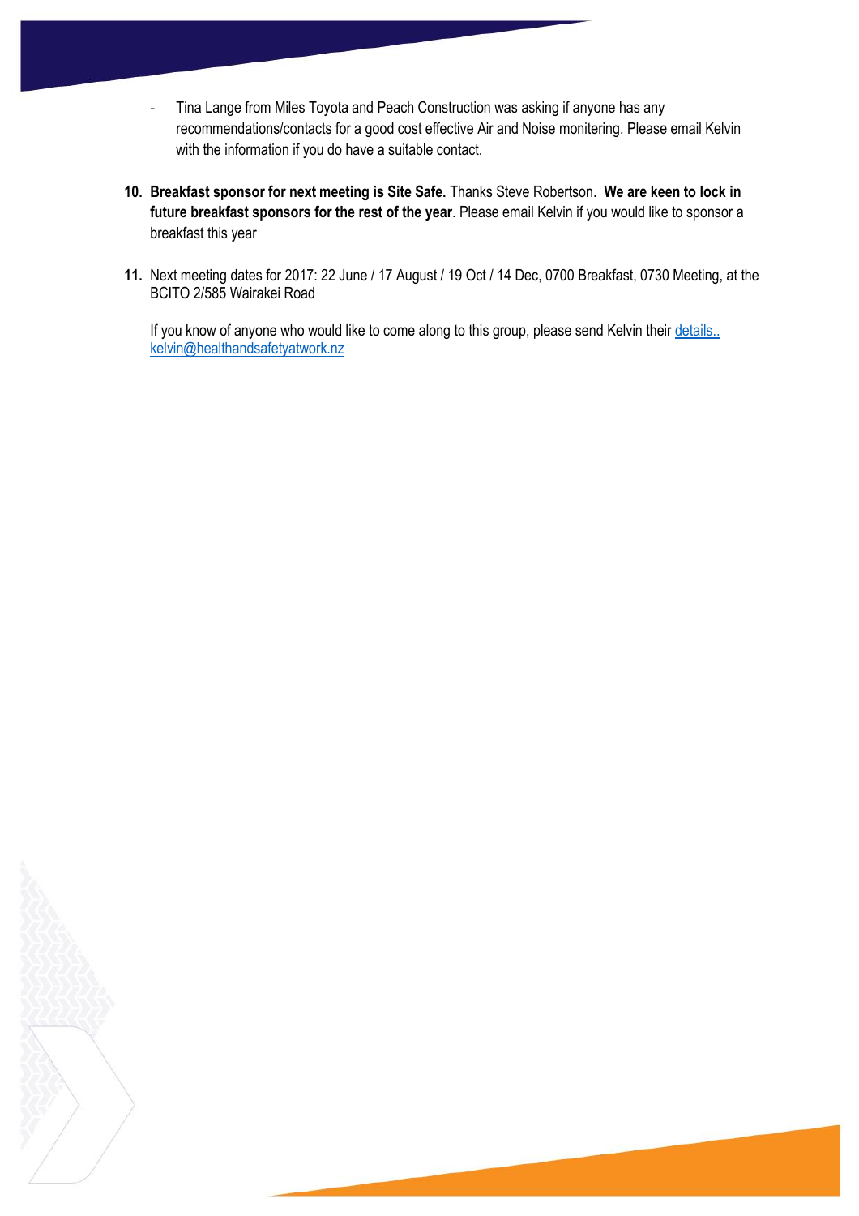- Tina Lange from Miles Toyota and Peach Construction was asking if anyone has any recommendations/contacts for a good cost effective Air and Noise monitering. Please email Kelvin with the information if you do have a suitable contact.

10. **Breakfast sponsor for next meeting is Site Safe.** Thanks Steve Robertson. **We are keen to lock in future breakfast sponsors for the rest of the year**. Please email Kelvin if you would like to sponsor a breakfast this year

11. Next meeting dates for 2017: 22 June / 17 August / 19 Oct / 14 Dec, 0700 Breakfast, 0730 Meeting, at the BCITO 2/585 Wairakei Road

    If you know of anyone who would like to come along to this group, please send Kelvin their details.. kelvin@healthandsafetyatwork.nz